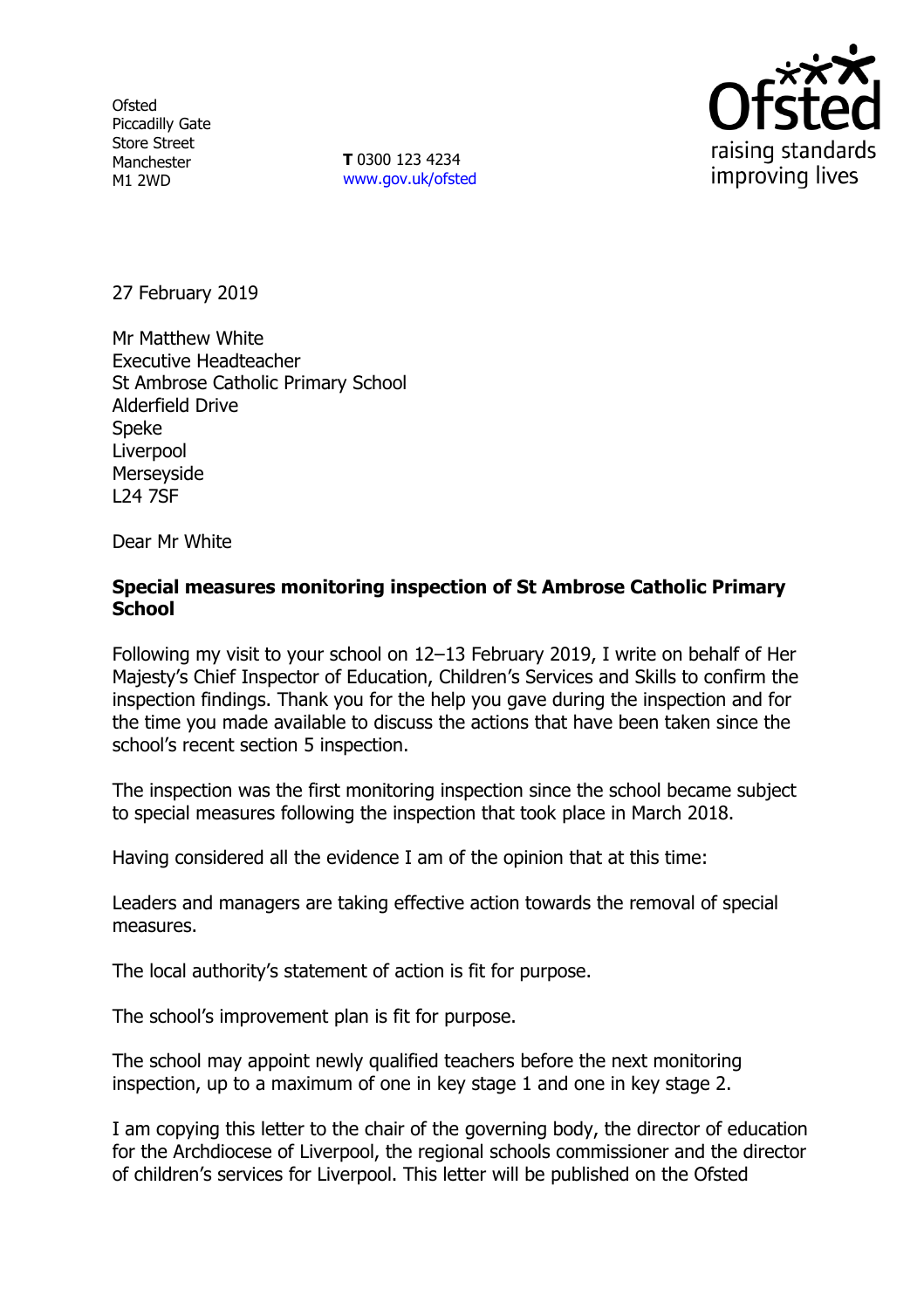Ofsted
Piccadilly Gate
Store Street
Manchester
M1 2WD

**T** 0300 123 4234
www.gov.uk/ofsted

raising standards
improving lives

27 February 2019

Mr Matthew White
Executive Headteacher
St Ambrose Catholic Primary School
Alderfield Drive
Speke
Liverpool
Merseyside
L24 7SF

Dear Mr White

**Special measures monitoring inspection of St Ambrose Catholic Primary School**

Following my visit to your school on 12–13 February 2019, I write on behalf of Her Majesty's Chief Inspector of Education, Children's Services and Skills to confirm the inspection findings. Thank you for the help you gave during the inspection and for the time you made available to discuss the actions that have been taken since the school's recent section 5 inspection.

The inspection was the first monitoring inspection since the school became subject to special measures following the inspection that took place in March 2018.

Having considered all the evidence I am of the opinion that at this time:

Leaders and managers are taking effective action towards the removal of special measures.

The local authority's statement of action is fit for purpose.

The school's improvement plan is fit for purpose.

The school may appoint newly qualified teachers before the next monitoring inspection, up to a maximum of one in key stage 1 and one in key stage 2.

I am copying this letter to the chair of the governing body, the director of education for the Archdiocese of Liverpool, the regional schools commissioner and the director of children's services for Liverpool. This letter will be published on the Ofsted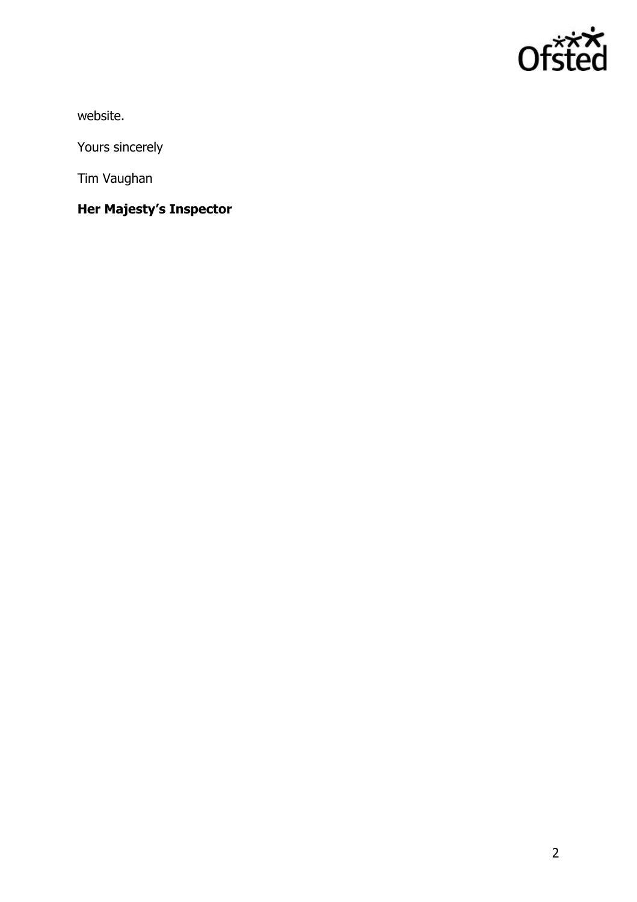website.

Yours sincerely

Tim Vaughan

**Her Majesty's Inspector**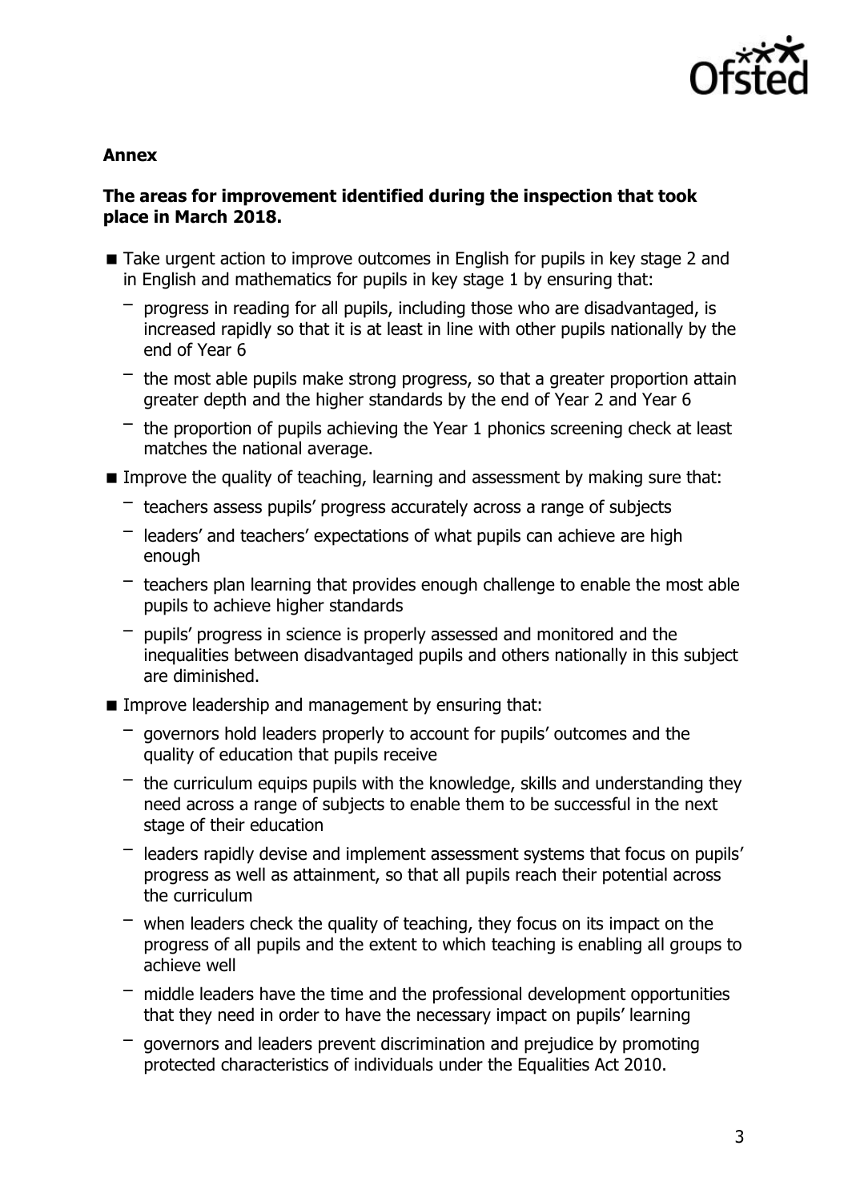**Annex**

**The areas for improvement identified during the inspection that took place in March 2018.**

- Take urgent action to improve outcomes in English for pupils in key stage 2 and in English and mathematics for pupils in key stage 1 by ensuring that:
  - progress in reading for all pupils, including those who are disadvantaged, is increased rapidly so that it is at least in line with other pupils nationally by the end of Year 6
  - the most able pupils make strong progress, so that a greater proportion attain greater depth and the higher standards by the end of Year 2 and Year 6
  - the proportion of pupils achieving the Year 1 phonics screening check at least matches the national average.
- Improve the quality of teaching, learning and assessment by making sure that:
  - teachers assess pupils' progress accurately across a range of subjects
  - leaders' and teachers' expectations of what pupils can achieve are high enough
  - teachers plan learning that provides enough challenge to enable the most able pupils to achieve higher standards
  - pupils' progress in science is properly assessed and monitored and the inequalities between disadvantaged pupils and others nationally in this subject are diminished.
- Improve leadership and management by ensuring that:
  - governors hold leaders properly to account for pupils' outcomes and the quality of education that pupils receive
  - the curriculum equips pupils with the knowledge, skills and understanding they need across a range of subjects to enable them to be successful in the next stage of their education
  - leaders rapidly devise and implement assessment systems that focus on pupils' progress as well as attainment, so that all pupils reach their potential across the curriculum
  - when leaders check the quality of teaching, they focus on its impact on the progress of all pupils and the extent to which teaching is enabling all groups to achieve well
  - middle leaders have the time and the professional development opportunities that they need in order to have the necessary impact on pupils' learning
  - governors and leaders prevent discrimination and prejudice by promoting protected characteristics of individuals under the Equalities Act 2010.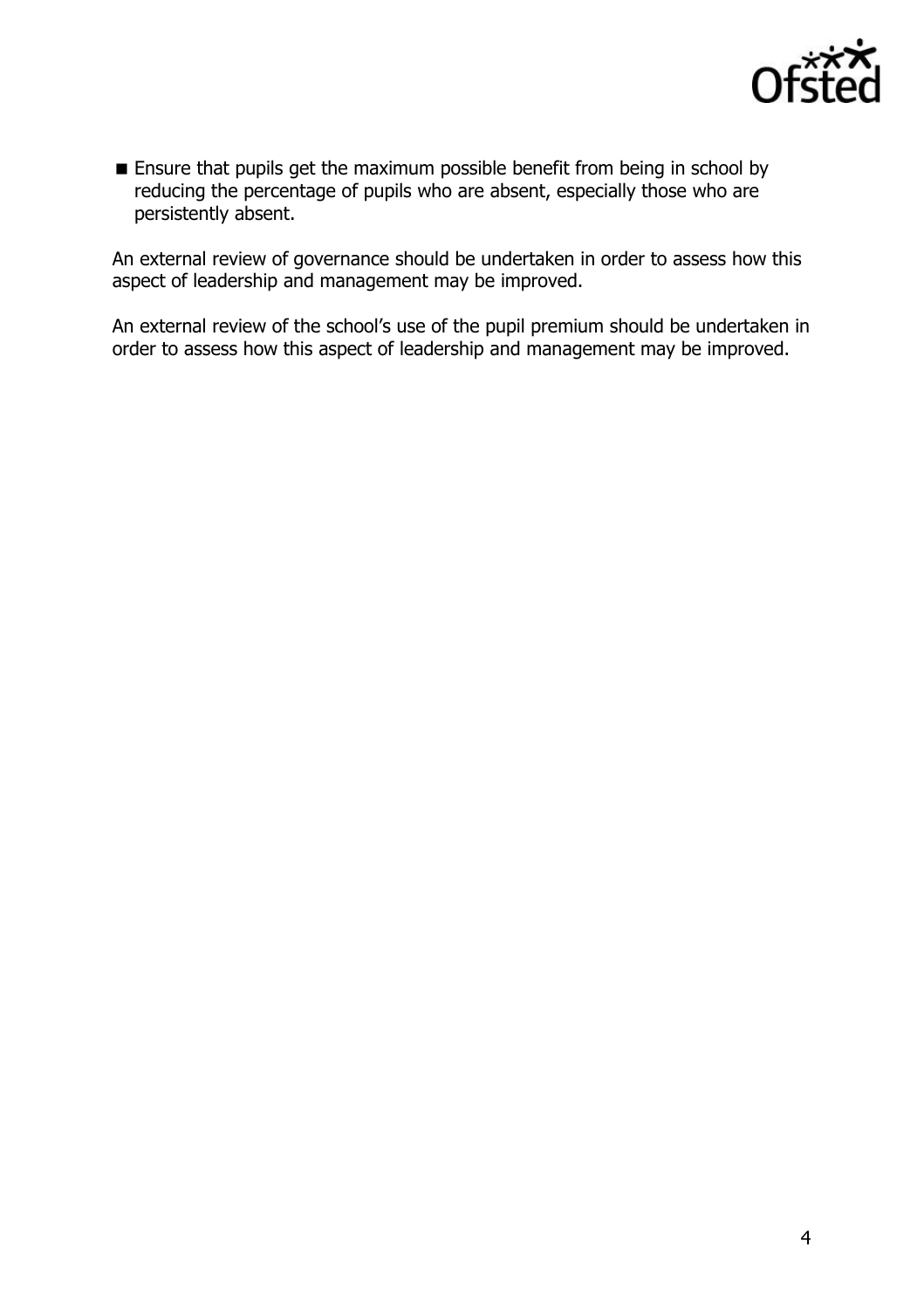- Ensure that pupils get the maximum possible benefit from being in school by reducing the percentage of pupils who are absent, especially those who are persistently absent.

An external review of governance should be undertaken in order to assess how this aspect of leadership and management may be improved.

An external review of the school's use of the pupil premium should be undertaken in order to assess how this aspect of leadership and management may be improved.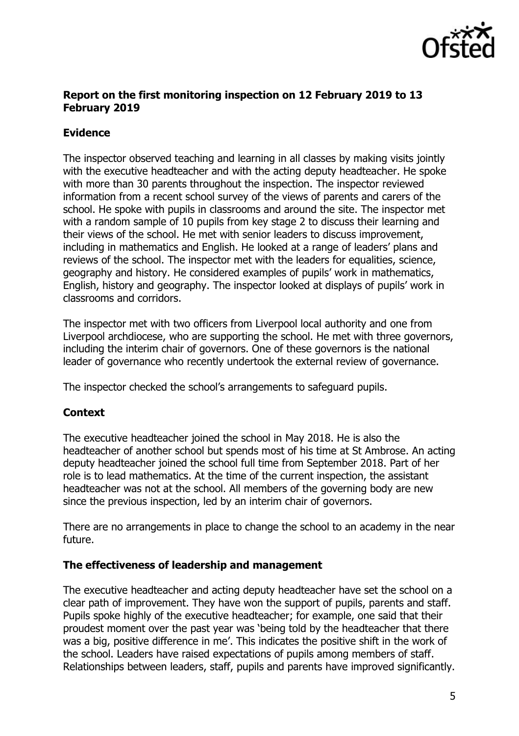**Report on the first monitoring inspection on 12 February 2019 to 13 February 2019**

**Evidence**

The inspector observed teaching and learning in all classes by making visits jointly with the executive headteacher and with the acting deputy headteacher. He spoke with more than 30 parents throughout the inspection. The inspector reviewed information from a recent school survey of the views of parents and carers of the school. He spoke with pupils in classrooms and around the site. The inspector met with a random sample of 10 pupils from key stage 2 to discuss their learning and their views of the school. He met with senior leaders to discuss improvement, including in mathematics and English. He looked at a range of leaders' plans and reviews of the school. The inspector met with the leaders for equalities, science, geography and history. He considered examples of pupils' work in mathematics, English, history and geography. The inspector looked at displays of pupils' work in classrooms and corridors.

The inspector met with two officers from Liverpool local authority and one from Liverpool archdiocese, who are supporting the school. He met with three governors, including the interim chair of governors. One of these governors is the national leader of governance who recently undertook the external review of governance.

The inspector checked the school's arrangements to safeguard pupils.

**Context**

The executive headteacher joined the school in May 2018. He is also the headteacher of another school but spends most of his time at St Ambrose. An acting deputy headteacher joined the school full time from September 2018. Part of her role is to lead mathematics. At the time of the current inspection, the assistant headteacher was not at the school. All members of the governing body are new since the previous inspection, led by an interim chair of governors.

There are no arrangements in place to change the school to an academy in the near future.

**The effectiveness of leadership and management**

The executive headteacher and acting deputy headteacher have set the school on a clear path of improvement. They have won the support of pupils, parents and staff. Pupils spoke highly of the executive headteacher; for example, one said that their proudest moment over the past year was 'being told by the headteacher that there was a big, positive difference in me'. This indicates the positive shift in the work of the school. Leaders have raised expectations of pupils among members of staff. Relationships between leaders, staff, pupils and parents have improved significantly.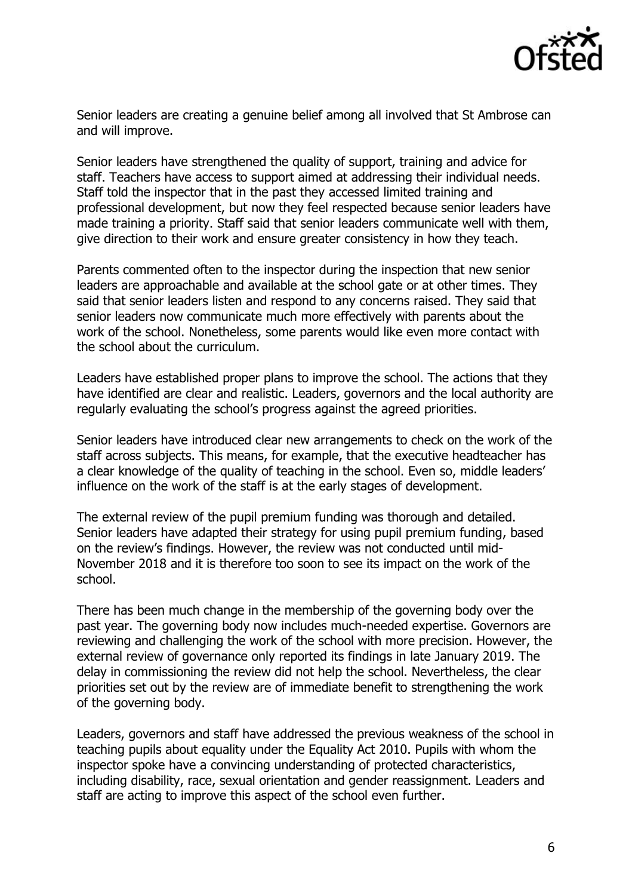Senior leaders are creating a genuine belief among all involved that St Ambrose can and will improve.

Senior leaders have strengthened the quality of support, training and advice for staff. Teachers have access to support aimed at addressing their individual needs. Staff told the inspector that in the past they accessed limited training and professional development, but now they feel respected because senior leaders have made training a priority. Staff said that senior leaders communicate well with them, give direction to their work and ensure greater consistency in how they teach.

Parents commented often to the inspector during the inspection that new senior leaders are approachable and available at the school gate or at other times. They said that senior leaders listen and respond to any concerns raised. They said that senior leaders now communicate much more effectively with parents about the work of the school. Nonetheless, some parents would like even more contact with the school about the curriculum.

Leaders have established proper plans to improve the school. The actions that they have identified are clear and realistic. Leaders, governors and the local authority are regularly evaluating the school's progress against the agreed priorities.

Senior leaders have introduced clear new arrangements to check on the work of the staff across subjects. This means, for example, that the executive headteacher has a clear knowledge of the quality of teaching in the school. Even so, middle leaders' influence on the work of the staff is at the early stages of development.

The external review of the pupil premium funding was thorough and detailed. Senior leaders have adapted their strategy for using pupil premium funding, based on the review's findings. However, the review was not conducted until mid-November 2018 and it is therefore too soon to see its impact on the work of the school.

There has been much change in the membership of the governing body over the past year. The governing body now includes much-needed expertise. Governors are reviewing and challenging the work of the school with more precision. However, the external review of governance only reported its findings in late January 2019. The delay in commissioning the review did not help the school. Nevertheless, the clear priorities set out by the review are of immediate benefit to strengthening the work of the governing body.

Leaders, governors and staff have addressed the previous weakness of the school in teaching pupils about equality under the Equality Act 2010. Pupils with whom the inspector spoke have a convincing understanding of protected characteristics, including disability, race, sexual orientation and gender reassignment. Leaders and staff are acting to improve this aspect of the school even further.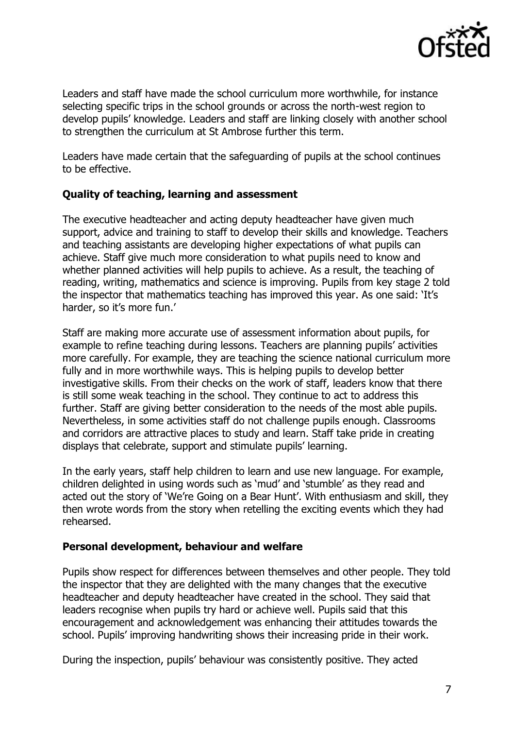Leaders and staff have made the school curriculum more worthwhile, for instance selecting specific trips in the school grounds or across the north-west region to develop pupils' knowledge. Leaders and staff are linking closely with another school to strengthen the curriculum at St Ambrose further this term.

Leaders have made certain that the safeguarding of pupils at the school continues to be effective.

### Quality of teaching, learning and assessment

The executive headteacher and acting deputy headteacher have given much support, advice and training to staff to develop their skills and knowledge. Teachers and teaching assistants are developing higher expectations of what pupils can achieve. Staff give much more consideration to what pupils need to know and whether planned activities will help pupils to achieve. As a result, the teaching of reading, writing, mathematics and science is improving. Pupils from key stage 2 told the inspector that mathematics teaching has improved this year. As one said: 'It's harder, so it's more fun.'

Staff are making more accurate use of assessment information about pupils, for example to refine teaching during lessons. Teachers are planning pupils' activities more carefully. For example, they are teaching the science national curriculum more fully and in more worthwhile ways. This is helping pupils to develop better investigative skills. From their checks on the work of staff, leaders know that there is still some weak teaching in the school. They continue to act to address this further. Staff are giving better consideration to the needs of the most able pupils. Nevertheless, in some activities staff do not challenge pupils enough. Classrooms and corridors are attractive places to study and learn. Staff take pride in creating displays that celebrate, support and stimulate pupils' learning.

In the early years, staff help children to learn and use new language. For example, children delighted in using words such as 'mud' and 'stumble' as they read and acted out the story of 'We're Going on a Bear Hunt'. With enthusiasm and skill, they then wrote words from the story when retelling the exciting events which they had rehearsed.

### Personal development, behaviour and welfare

Pupils show respect for differences between themselves and other people. They told the inspector that they are delighted with the many changes that the executive headteacher and deputy headteacher have created in the school. They said that leaders recognise when pupils try hard or achieve well. Pupils said that this encouragement and acknowledgement was enhancing their attitudes towards the school. Pupils' improving handwriting shows their increasing pride in their work.

During the inspection, pupils' behaviour was consistently positive. They acted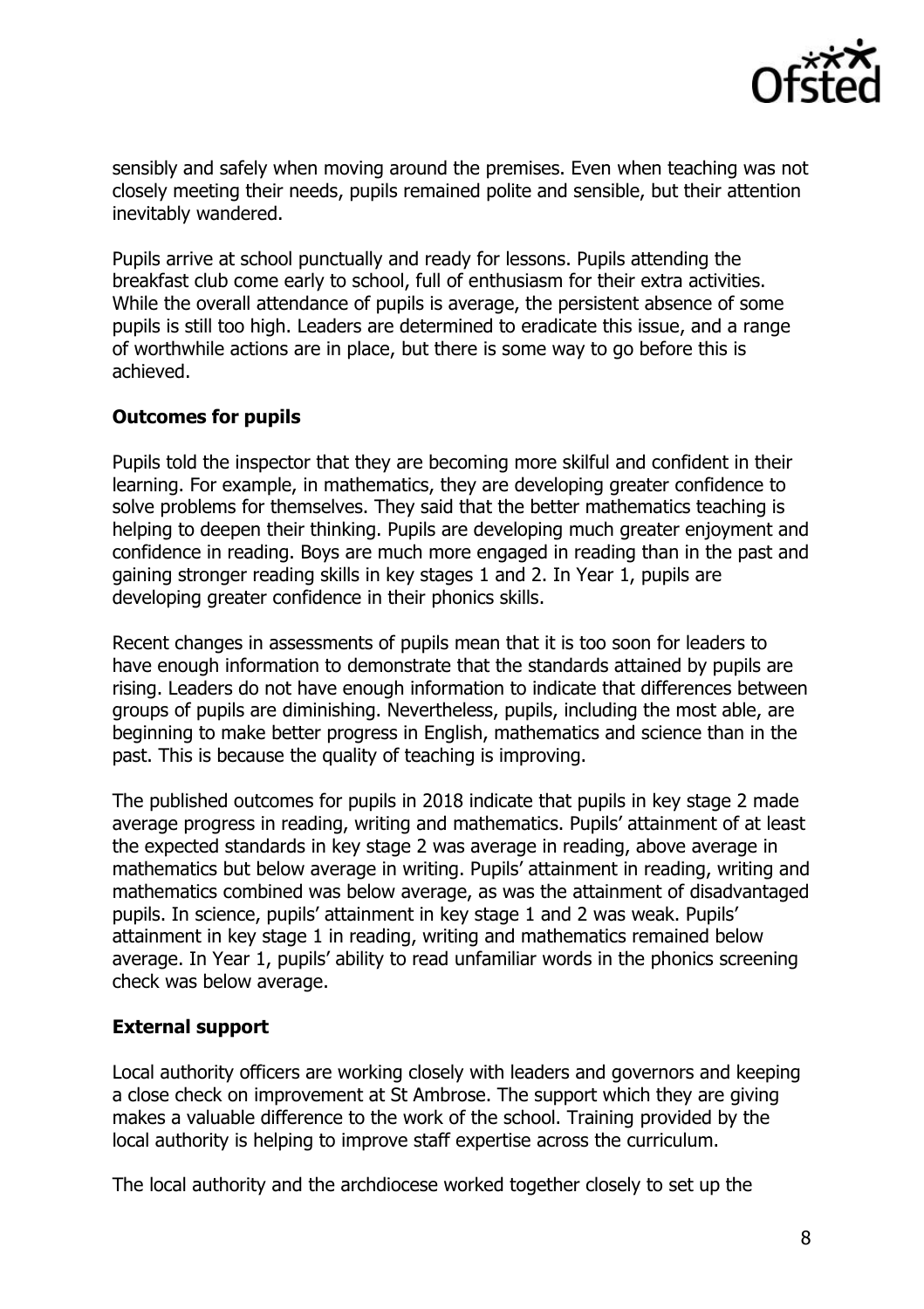sensibly and safely when moving around the premises. Even when teaching was not closely meeting their needs, pupils remained polite and sensible, but their attention inevitably wandered.

Pupils arrive at school punctually and ready for lessons. Pupils attending the breakfast club come early to school, full of enthusiasm for their extra activities. While the overall attendance of pupils is average, the persistent absence of some pupils is still too high. Leaders are determined to eradicate this issue, and a range of worthwhile actions are in place, but there is some way to go before this is achieved.

**Outcomes for pupils**

Pupils told the inspector that they are becoming more skilful and confident in their learning. For example, in mathematics, they are developing greater confidence to solve problems for themselves. They said that the better mathematics teaching is helping to deepen their thinking. Pupils are developing much greater enjoyment and confidence in reading. Boys are much more engaged in reading than in the past and gaining stronger reading skills in key stages 1 and 2. In Year 1, pupils are developing greater confidence in their phonics skills.

Recent changes in assessments of pupils mean that it is too soon for leaders to have enough information to demonstrate that the standards attained by pupils are rising. Leaders do not have enough information to indicate that differences between groups of pupils are diminishing. Nevertheless, pupils, including the most able, are beginning to make better progress in English, mathematics and science than in the past. This is because the quality of teaching is improving.

The published outcomes for pupils in 2018 indicate that pupils in key stage 2 made average progress in reading, writing and mathematics. Pupils' attainment of at least the expected standards in key stage 2 was average in reading, above average in mathematics but below average in writing. Pupils' attainment in reading, writing and mathematics combined was below average, as was the attainment of disadvantaged pupils. In science, pupils' attainment in key stage 1 and 2 was weak. Pupils' attainment in key stage 1 in reading, writing and mathematics remained below average. In Year 1, pupils' ability to read unfamiliar words in the phonics screening check was below average.

**External support**

Local authority officers are working closely with leaders and governors and keeping a close check on improvement at St Ambrose. The support which they are giving makes a valuable difference to the work of the school. Training provided by the local authority is helping to improve staff expertise across the curriculum.

The local authority and the archdiocese worked together closely to set up the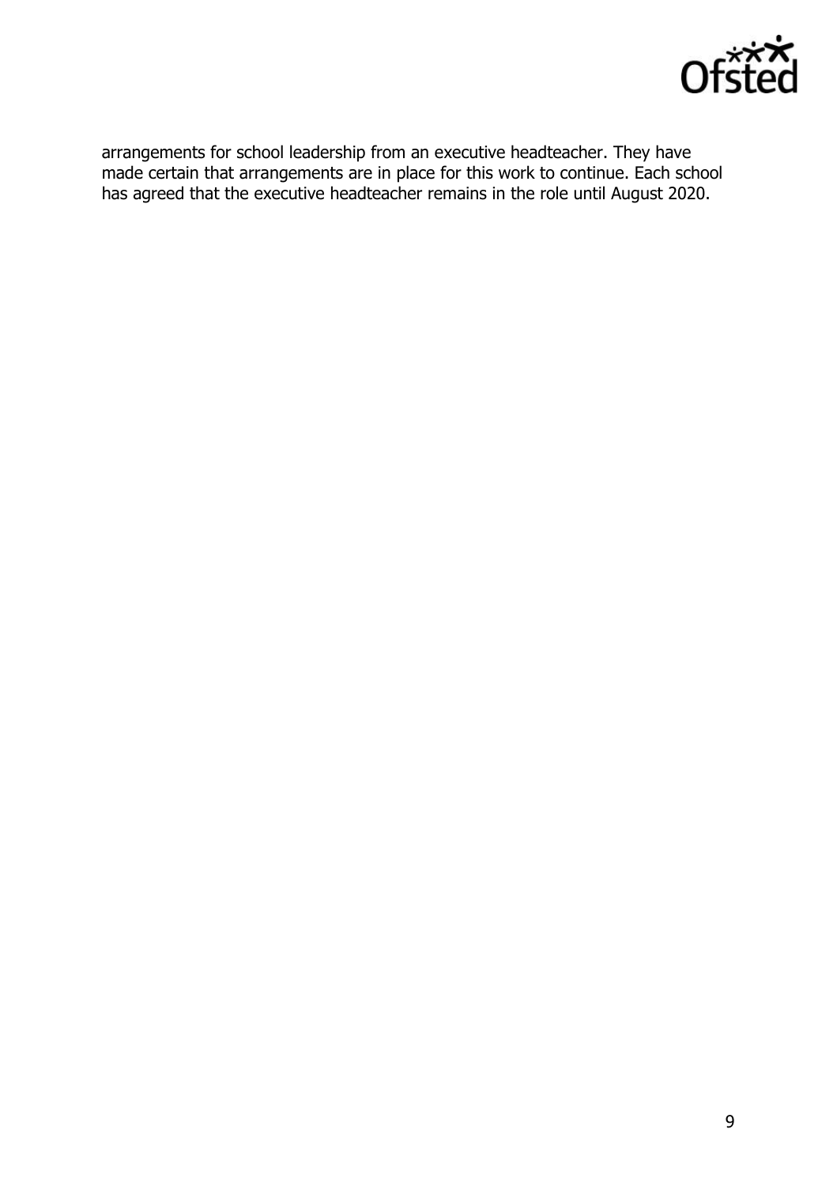arrangements for school leadership from an executive headteacher. They have made certain that arrangements are in place for this work to continue. Each school has agreed that the executive headteacher remains in the role until August 2020.